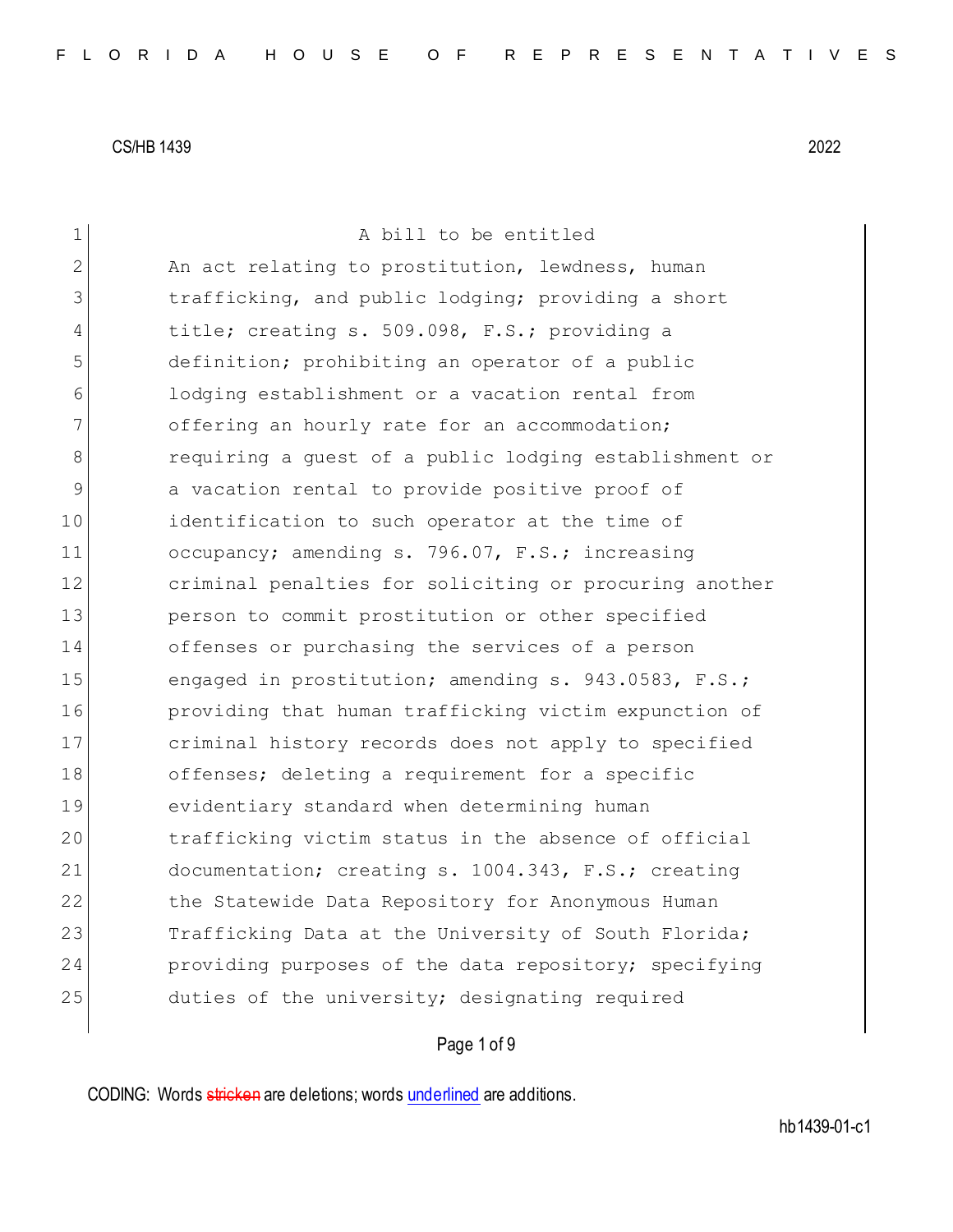CS/HB 1439 2022

A bill to be entitled

An act relating to prostitution, lewdness, human trafficking, and public lodging; providing a short title; creating s. 509.098, F.S.; providing a definition; prohibiting an operator of a public lodging establishment or a vacation rental from offering an hourly rate for an accommodation; requiring a guest of a public lodging establishment or a vacation rental to provide positive proof of identification to such operator at the time of occupancy; amending s. 796.07, F.S.; increasing criminal penalties for soliciting or procuring another person to commit prostitution or other specified offenses or purchasing the services of a person engaged in prostitution; amending s. 943.0583, F.S.; providing that human trafficking victim expunction of criminal history records does not apply to specified offenses; deleting a requirement for a specific evidentiary standard when determining human trafficking victim status in the absence of official documentation; creating s. 1004.343, F.S.; creating the Statewide Data Repository for Anonymous Human Trafficking Data at the University of South Florida; providing purposes of the data repository; specifying duties of the university; designating required

CODING: Words stricken are deletions; words underlined are additions.

hb1439-01-c1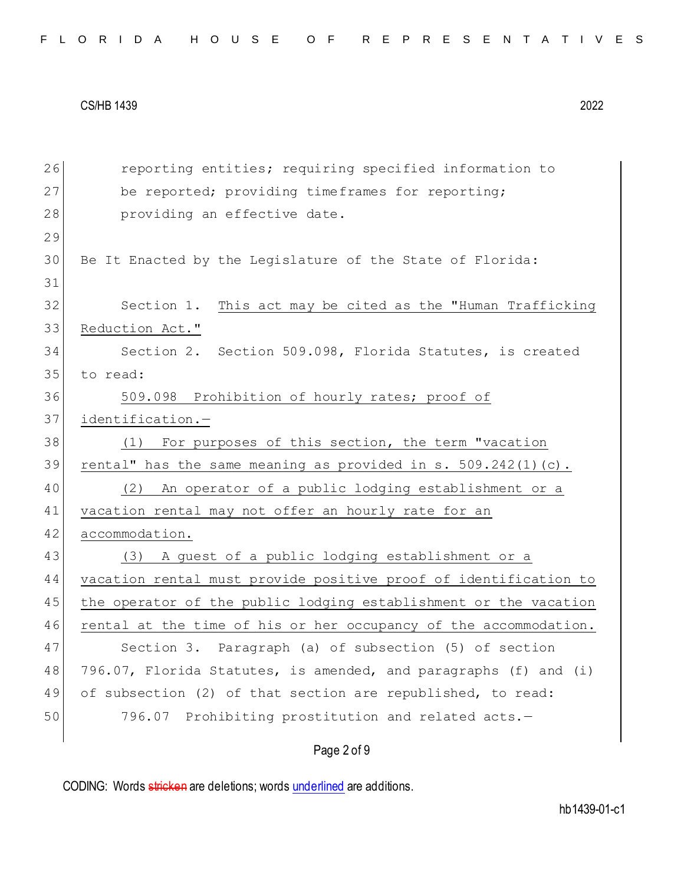reporting entities; requiring specified information to be reported; providing timeframes for reporting; providing an effective date.

Be It Enacted by the Legislature of the State of Florida:

Section 1. This act may be cited as the "Human Trafficking Reduction Act."

Section 2. Section 509.098, Florida Statutes, is created to read:

509.098 Prohibition of hourly rates; proof of identification.—

(1) For purposes of this section, the term "vacation rental" has the same meaning as provided in s. 509.242(1)(c).

(2) An operator of a public lodging establishment or a vacation rental may not offer an hourly rate for an accommodation.

(3) A guest of a public lodging establishment or a vacation rental must provide positive proof of identification to the operator of the public lodging establishment or the vacation rental at the time of his or her occupancy of the accommodation.

Section 3. Paragraph (a) of subsection (5) of section 796.07, Florida Statutes, is amended, and paragraphs (f) and (i) of subsection (2) of that section are republished, to read:

796.07 Prohibiting prostitution and related acts.—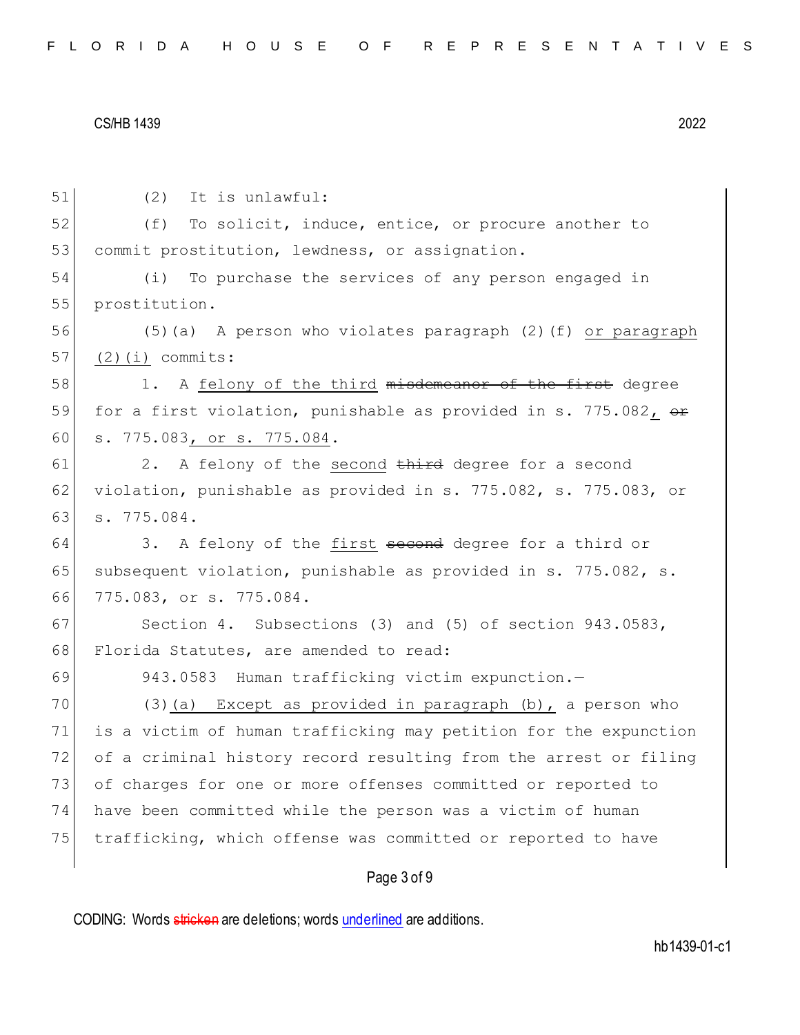(2) It is unlawful:

(f) To solicit, induce, entice, or procure another to commit prostitution, lewdness, or assignation.

(i) To purchase the services of any person engaged in prostitution.

(5)(a) A person who violates paragraph (2)(f) <u>or paragraph (2)(i)</u> commits:

1. A <u>felony of the third</u> ~~misdemeanor of the first~~ degree for a first violation, punishable as provided in s. 775.082<u>,</u> ~~or~~ s. 775.083<u>, or s. 775.084</u>.

2. A felony of the <u>second</u> ~~third~~ degree for a second violation, punishable as provided in s. 775.082, s. 775.083, or s. 775.084.

3. A felony of the <u>first</u> ~~second~~ degree for a third or subsequent violation, punishable as provided in s. 775.082, s. 775.083, or s. 775.084.

Section 4. Subsections (3) and (5) of section 943.0583, Florida Statutes, are amended to read:

943.0583 Human trafficking victim expunction.—

(3)<u>(a) Except as provided in paragraph (b),</u> a person who is a victim of human trafficking may petition for the expunction of a criminal history record resulting from the arrest or filing of charges for one or more offenses committed or reported to have been committed while the person was a victim of human trafficking, which offense was committed or reported to have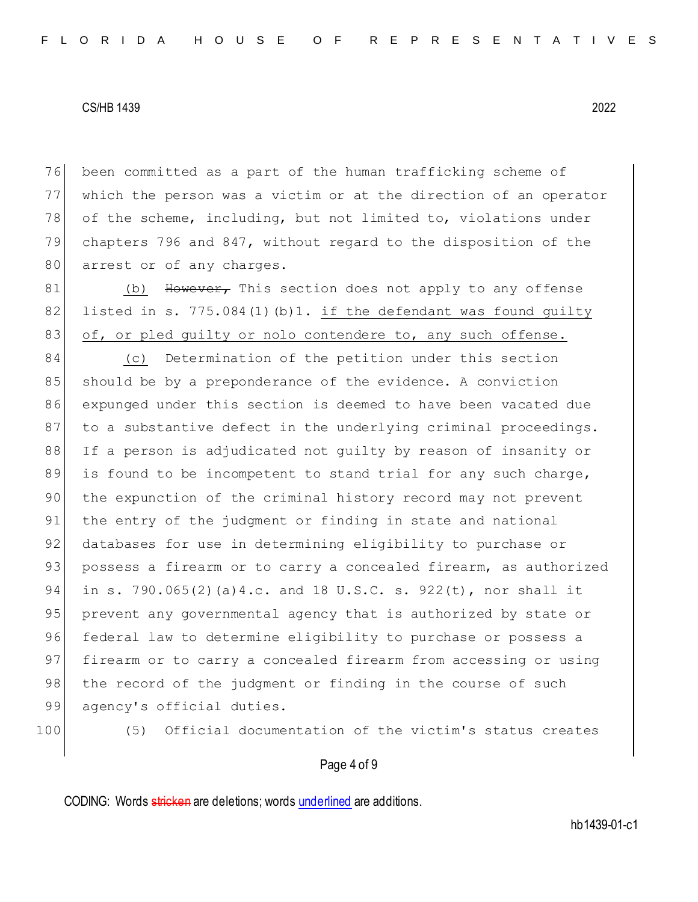been committed as a part of the human trafficking scheme of which the person was a victim or at the direction of an operator of the scheme, including, but not limited to, violations under chapters 796 and 847, without regard to the disposition of the arrest or of any charges.

(b) ~~However,~~ This section does not apply to any offense listed in s. 775.084(1)(b)1. <u>if the defendant was found guilty of, or pled guilty or nolo contendere to, any such offense.</u>

<u>(c)</u> Determination of the petition under this section should be by a preponderance of the evidence. A conviction expunged under this section is deemed to have been vacated due to a substantive defect in the underlying criminal proceedings. If a person is adjudicated not guilty by reason of insanity or is found to be incompetent to stand trial for any such charge, the expunction of the criminal history record may not prevent the entry of the judgment or finding in state and national databases for use in determining eligibility to purchase or possess a firearm or to carry a concealed firearm, as authorized in s. 790.065(2)(a)4.c. and 18 U.S.C. s. 922(t), nor shall it prevent any governmental agency that is authorized by state or federal law to determine eligibility to purchase or possess a firearm or to carry a concealed firearm from accessing or using the record of the judgment or finding in the course of such agency's official duties.

(5) Official documentation of the victim's status creates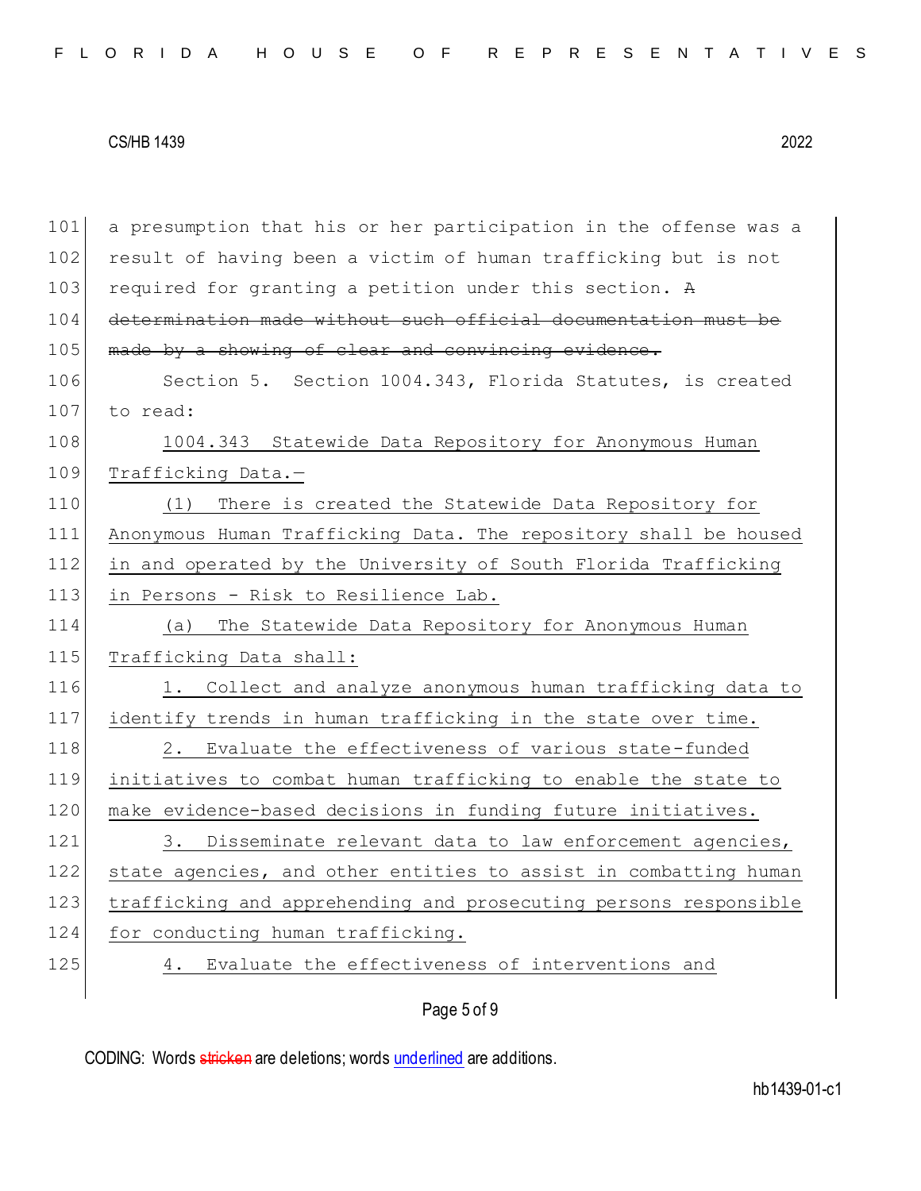a presumption that his or her participation in the offense was a result of having been a victim of human trafficking but is not required for granting a petition under this section. ~~A determination made without such official documentation must be made by a showing of clear and convincing evidence.~~

Section 5. Section 1004.343, Florida Statutes, is created to read:

<u>1004.343 Statewide Data Repository for Anonymous Human Trafficking Data.—</u>

<u>(1) There is created the Statewide Data Repository for Anonymous Human Trafficking Data. The repository shall be housed in and operated by the University of South Florida Trafficking in Persons - Risk to Resilience Lab.</u>

<u>(a) The Statewide Data Repository for Anonymous Human Trafficking Data shall:</u>

<u>1. Collect and analyze anonymous human trafficking data to identify trends in human trafficking in the state over time.</u>

<u>2. Evaluate the effectiveness of various state-funded initiatives to combat human trafficking to enable the state to make evidence-based decisions in funding future initiatives.</u>

<u>3. Disseminate relevant data to law enforcement agencies, state agencies, and other entities to assist in combatting human trafficking and apprehending and prosecuting persons responsible for conducting human trafficking.</u>

<u>4. Evaluate the effectiveness of interventions and</u>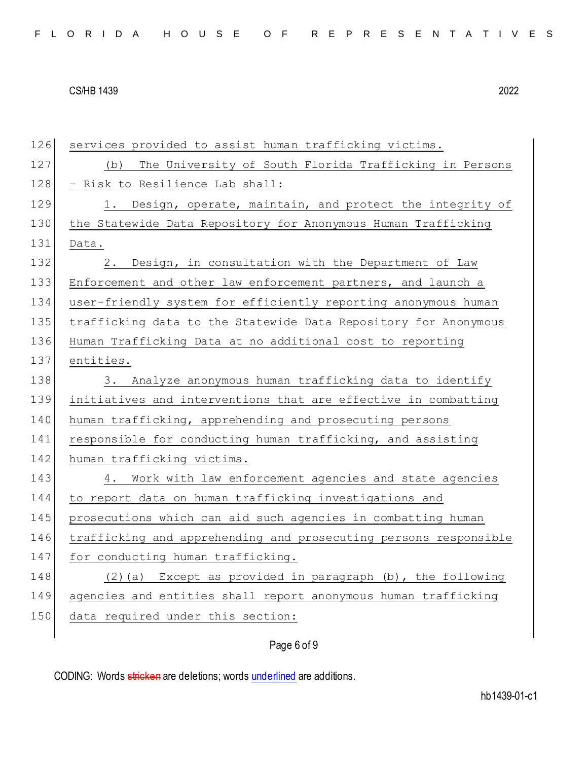services provided to assist human trafficking victims.

(b) The University of South Florida Trafficking in Persons – Risk to Resilience Lab shall:

1. Design, operate, maintain, and protect the integrity of the Statewide Data Repository for Anonymous Human Trafficking Data.

2. Design, in consultation with the Department of Law Enforcement and other law enforcement partners, and launch a user-friendly system for efficiently reporting anonymous human trafficking data to the Statewide Data Repository for Anonymous Human Trafficking Data at no additional cost to reporting entities.

3. Analyze anonymous human trafficking data to identify initiatives and interventions that are effective in combatting human trafficking, apprehending and prosecuting persons responsible for conducting human trafficking, and assisting human trafficking victims.

4. Work with law enforcement agencies and state agencies to report data on human trafficking investigations and prosecutions which can aid such agencies in combatting human trafficking and apprehending and prosecuting persons responsible for conducting human trafficking.

(2)(a) Except as provided in paragraph (b), the following agencies and entities shall report anonymous human trafficking data required under this section: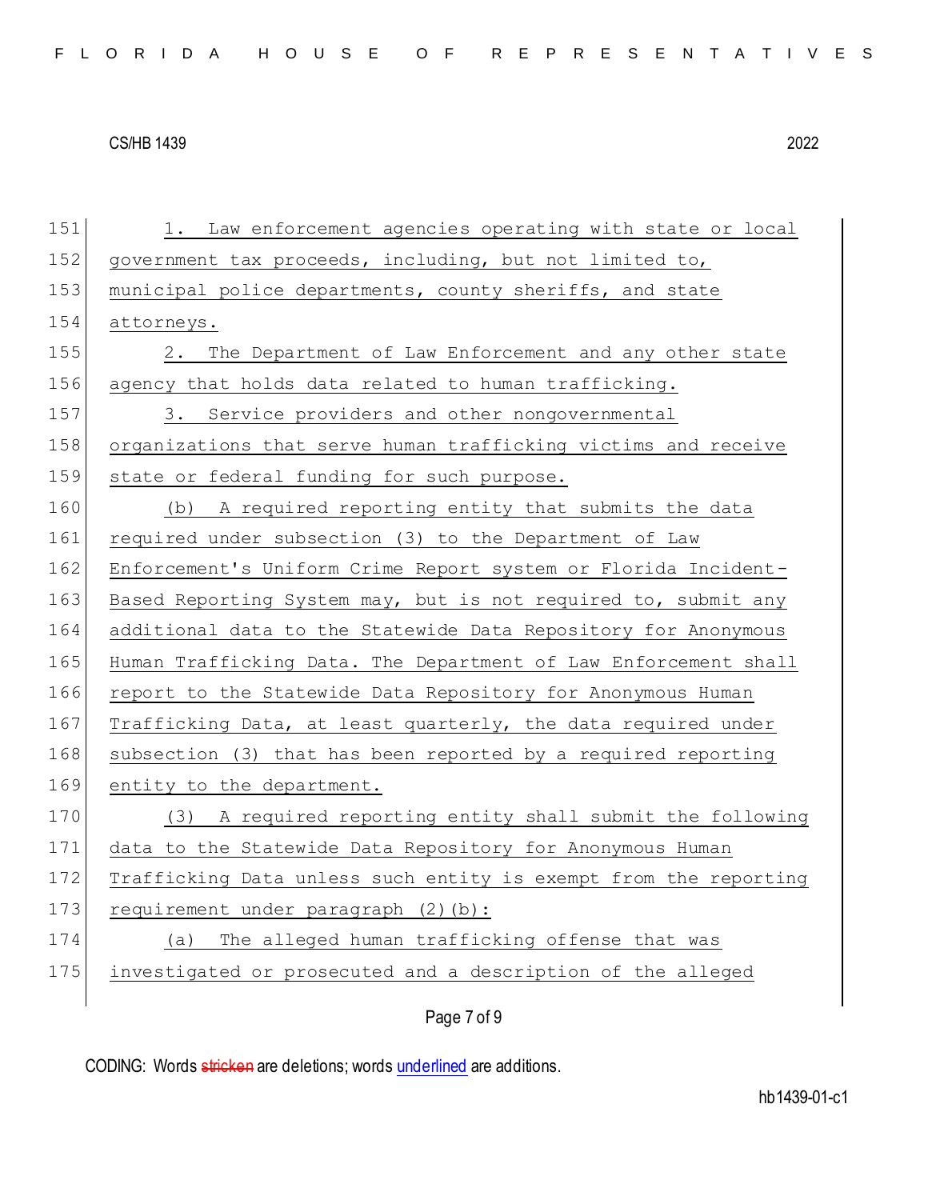1. Law enforcement agencies operating with state or local government tax proceeds, including, but not limited to, municipal police departments, county sheriffs, and state attorneys.

2. The Department of Law Enforcement and any other state agency that holds data related to human trafficking.

3. Service providers and other nongovernmental organizations that serve human trafficking victims and receive state or federal funding for such purpose.

(b) A required reporting entity that submits the data required under subsection (3) to the Department of Law Enforcement's Uniform Crime Report system or Florida Incident-Based Reporting System may, but is not required to, submit any additional data to the Statewide Data Repository for Anonymous Human Trafficking Data. The Department of Law Enforcement shall report to the Statewide Data Repository for Anonymous Human Trafficking Data, at least quarterly, the data required under subsection (3) that has been reported by a required reporting entity to the department.

(3) A required reporting entity shall submit the following data to the Statewide Data Repository for Anonymous Human Trafficking Data unless such entity is exempt from the reporting requirement under paragraph (2)(b):

(a) The alleged human trafficking offense that was investigated or prosecuted and a description of the alleged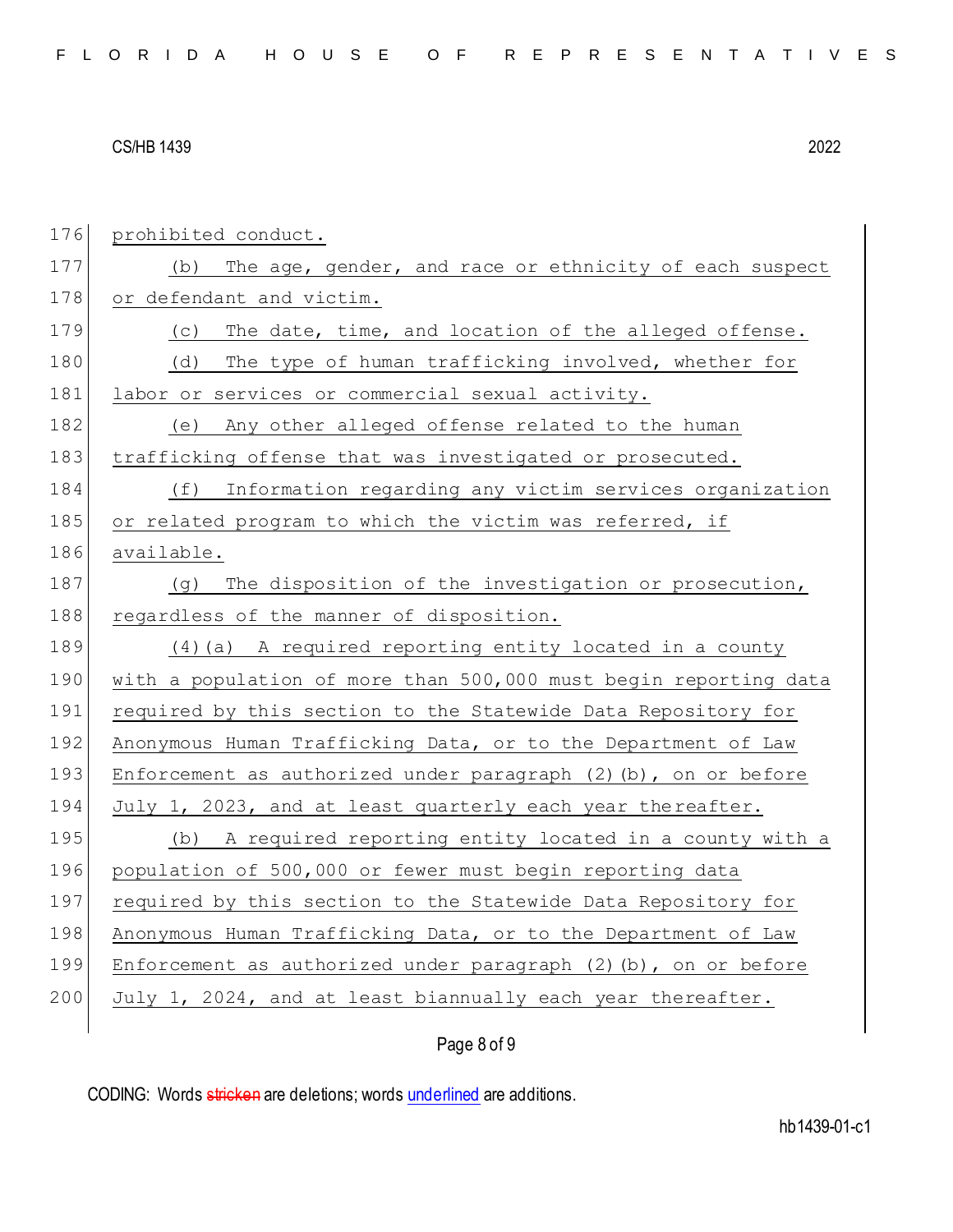prohibited conduct.

(b) The age, gender, and race or ethnicity of each suspect or defendant and victim.

(c) The date, time, and location of the alleged offense.

(d) The type of human trafficking involved, whether for labor or services or commercial sexual activity.

(e) Any other alleged offense related to the human trafficking offense that was investigated or prosecuted.

(f) Information regarding any victim services organization or related program to which the victim was referred, if available.

(g) The disposition of the investigation or prosecution, regardless of the manner of disposition.

(4)(a) A required reporting entity located in a county with a population of more than 500,000 must begin reporting data required by this section to the Statewide Data Repository for Anonymous Human Trafficking Data, or to the Department of Law Enforcement as authorized under paragraph (2)(b), on or before July 1, 2023, and at least quarterly each year thereafter.

(b) A required reporting entity located in a county with a population of 500,000 or fewer must begin reporting data required by this section to the Statewide Data Repository for Anonymous Human Trafficking Data, or to the Department of Law Enforcement as authorized under paragraph (2)(b), on or before July 1, 2024, and at least biannually each year thereafter.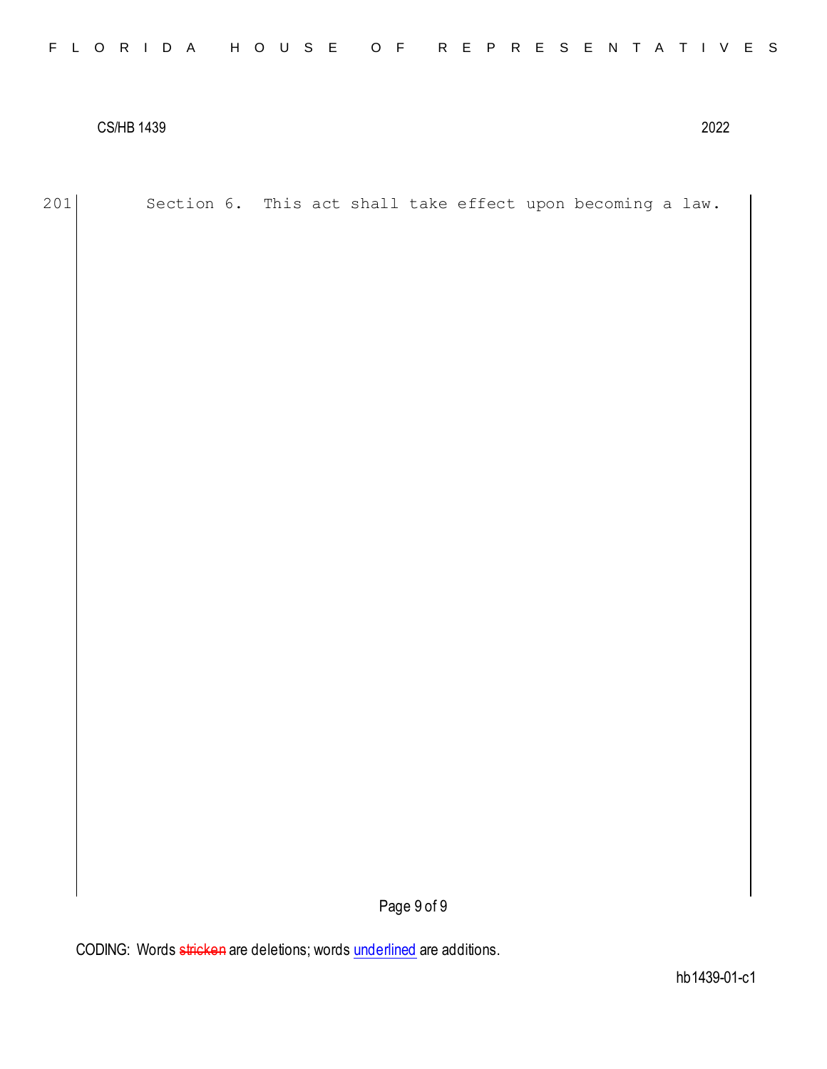Section 6. This act shall take effect upon becoming a law.